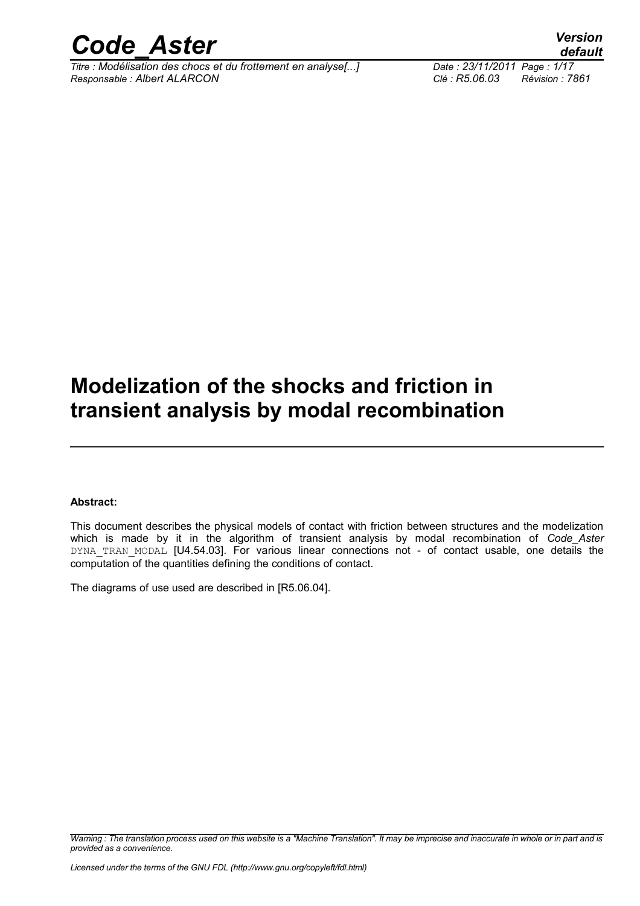# Modelization of the shocks and friction in transient analysis by modal recombination

**Abstract:**

This document describes the physical models of contact with friction between structures and the modelization which is made by it in the algorithm of transient analysis by modal recombination of *Code_Aster* DYNA_TRAN_MODAL [U4.54.03]. For various linear connections not - of contact usable, one details the computation of the quantities defining the conditions of contact.

The diagrams of use used are described in [R5.06.04].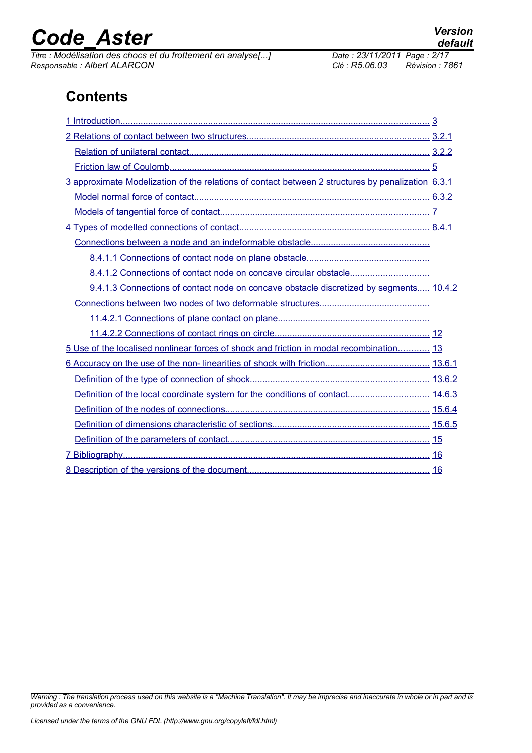# Contents

1 Introduction........................................................................................................................... 3

2 Relations of contact between two structures........................................................................ 3.2.1

Relation of unilateral contact................................................................................................ 3.2.2

Friction law of Coulomb........................................................................................................ 5

3 approximate Modelization of the relations of contact between 2 structures by penalization 6.3.1

Model normal force of contact.............................................................................................. 6.3.2

Models of tangential force of contact.................................................................................... 7

4 Types of modelled connections of contact............................................................................ 8.4.1

Connections between a node and an indeformable obstacle...............................................

8.4.1.1 Connections of contact node on plane obstacle.................................................

8.4.1.2 Connections of contact node on concave circular obstacle...............................

9.4.1.3 Connections of contact node on concave obstacle discretized by segments..... 10.4.2

Connections between two nodes of two deformable structures............................................

11.4.2.1 Connections of plane contact on plane............................................................

11.4.2.2 Connections of contact rings on circle............................................................. 12

5 Use of the localised nonlinear forces of shock and friction in modal recombination............ 13

6 Accuracy on the use of the non- linearities of shock with friction......................................... 13.6.1

Definition of the type of connection of shock....................................................................... 13.6.2

Definition of the local coordinate system for the conditions of contact................................ 14.6.3

Definition of the nodes of connections................................................................................. 15.6.4

Definition of dimensions characteristic of sections.............................................................. 15.6.5

Definition of the parameters of contact................................................................................ 15

7 Bibliography........................................................................................................................... 16

8 Description of the versions of the document........................................................................ 16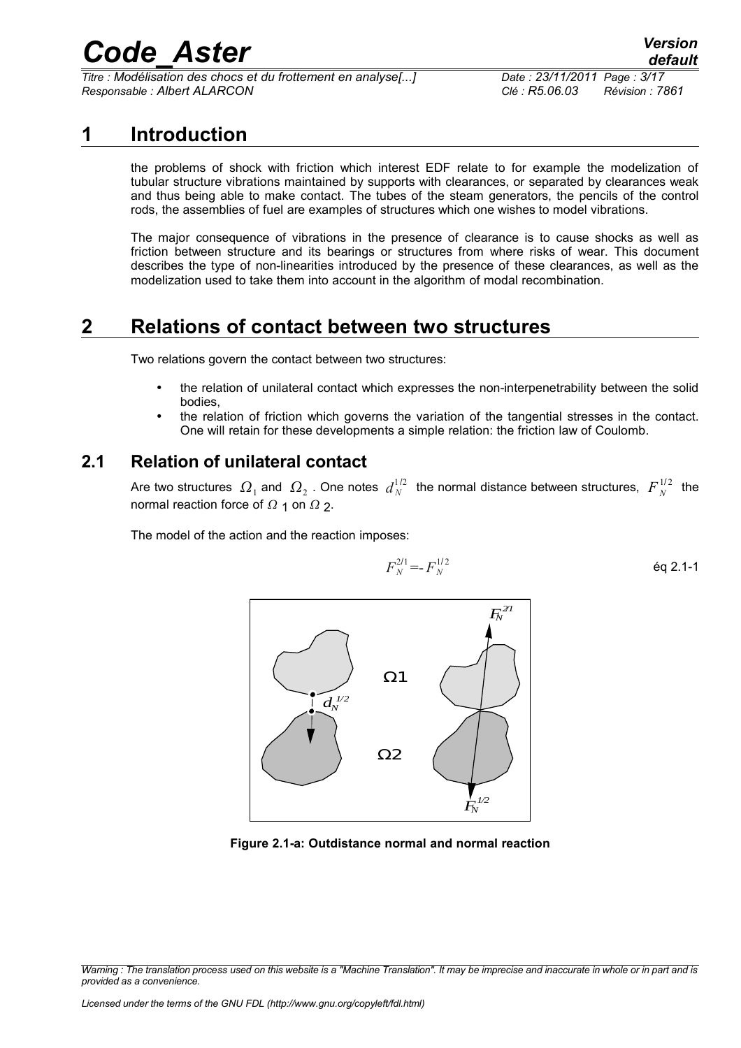# 1 Introduction

the problems of shock with friction which interest EDF relate to for example the modelization of tubular structure vibrations maintained by supports with clearances, or separated by clearances weak and thus being able to make contact. The tubes of the steam generators, the pencils of the control rods, the assemblies of fuel are examples of structures which one wishes to model vibrations.

The major consequence of vibrations in the presence of clearance is to cause shocks as well as friction between structure and its bearings or structures from where risks of wear. This document describes the type of non-linearities introduced by the presence of these clearances, as well as the modelization used to take them into account in the algorithm of modal recombination.

# 2 Relations of contact between two structures

Two relations govern the contact between two structures:

- the relation of unilateral contact which expresses the non-interpenetrability between the solid bodies,
- the relation of friction which governs the variation of the tangential stresses in the contact. One will retain for these developments a simple relation: the friction law of Coulomb.

## 2.1 Relation of unilateral contact

Are two structures $\Omega_1$ and $\Omega_2$ . One notes $d_N^{1/2}$ the normal distance between structures, $F_N^{1/2}$ the normal reaction force of $\Omega_1$ on $\Omega_2$.

The model of the action and the reaction imposes:

$$F_N^{2/1} = -F_N^{1/2} \qquad \text{éq 2.1-1}$$

**Figure 2.1-a: Outdistance normal and normal reaction**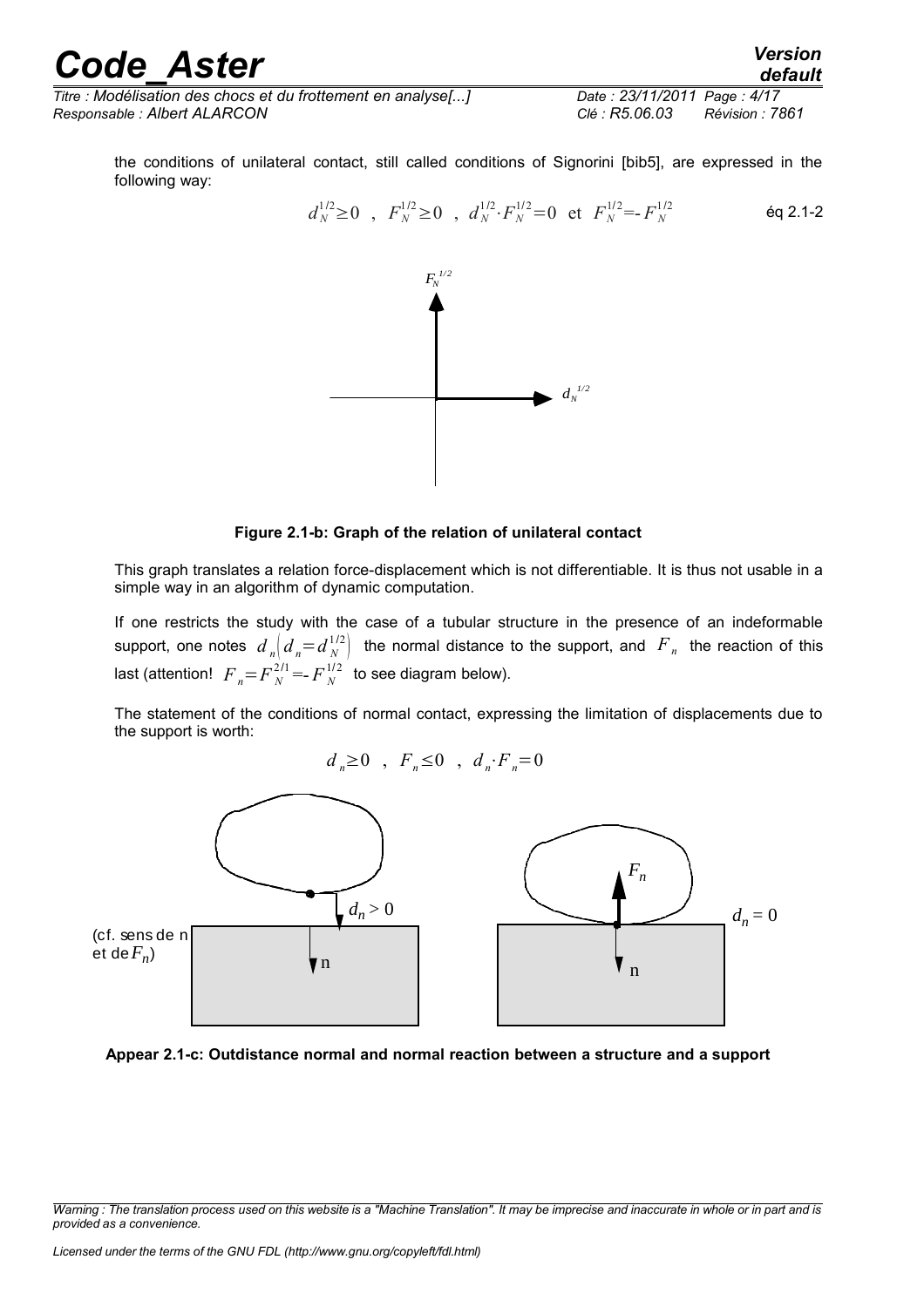the conditions of unilateral contact, still called conditions of Signorini [bib5], are expressed in the following way:

$$d_N^{1/2} \geq 0 \ \ , \ \ F_N^{1/2} \geq 0 \ \ , \ \ d_N^{1/2} \cdot F_N^{1/2} = 0 \ \ \text{et} \ \ F_N^{1/2} = - F_N^{1/2} \qquad \text{éq 2.1-2}$$

**Figure 2.1-b: Graph of the relation of unilateral contact**

This graph translates a relation force-displacement which is not differentiable. It is thus not usable in a simple way in an algorithm of dynamic computation.

If one restricts the study with the case of a tubular structure in the presence of an indeformable support, one notes $d_n \left( d_n = d_N^{1/2} \right)$ the normal distance to the support, and $F_n$ the reaction of this last (attention! $F_n = F_N^{2/1} = - F_N^{1/2}$ to see diagram below).

The statement of the conditions of normal contact, expressing the limitation of displacements due to the support is worth:

$$d_n \geq 0 \ \ , \ \ F_n \leq 0 \ \ , \ \ d_n \cdot F_n = 0$$

**Appear 2.1-c: Outdistance normal and normal reaction between a structure and a support**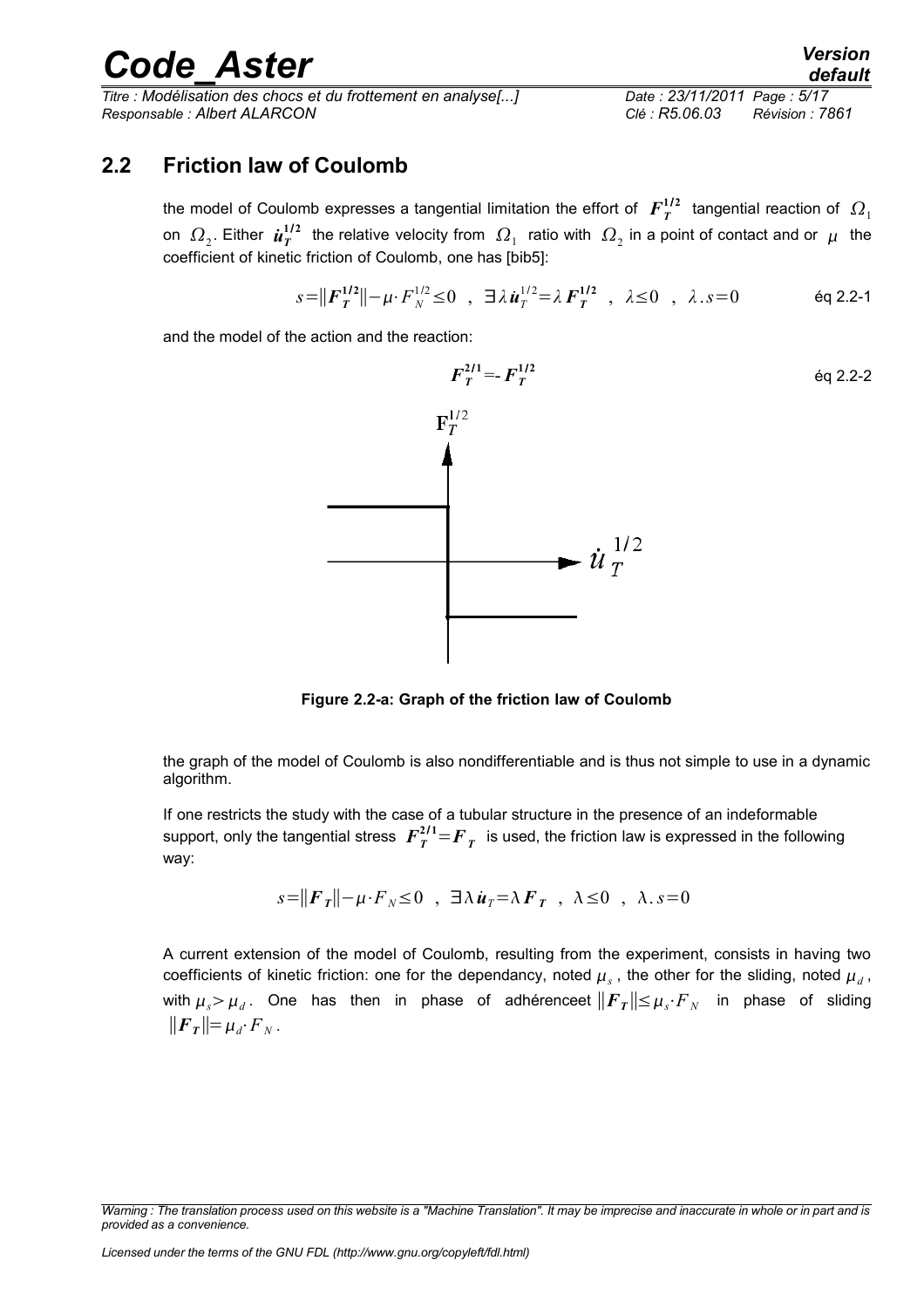## 2.2 Friction law of Coulomb

the model of Coulomb expresses a tangential limitation the effort of $\boldsymbol{F}_T^{1/2}$ tangential reaction of $\Omega_1$ on $\Omega_2$. Either $\dot{\boldsymbol{u}}_T^{1/2}$ the relative velocity from $\Omega_1$ ratio with $\Omega_2$ in a point of contact and or $\mu$ the coefficient of kinetic friction of Coulomb, one has [bib5]:

$$s=\|\boldsymbol{F}_T^{1/2}\|-\mu\cdot F_N^{1/2}\leq 0 \quad , \quad \exists\lambda\,\dot{\boldsymbol{u}}_T^{1/2}=\lambda\,\boldsymbol{F}_T^{1/2} \quad , \quad \lambda\leq 0 \quad , \quad \lambda . s=0 \qquad \text{éq 2.2-1}$$

and the model of the action and the reaction:

$$\boldsymbol{F}_T^{2/1}=-\boldsymbol{F}_T^{1/2} \qquad \text{éq 2.2-2}$$

**Figure 2.2-a: Graph of the friction law of Coulomb**

the graph of the model of Coulomb is also nondifferentiable and is thus not simple to use in a dynamic algorithm.

If one restricts the study with the case of a tubular structure in the presence of an indeformable support, only the tangential stress $\boldsymbol{F}_T^{2/1}=\boldsymbol{F}_T$ is used, the friction law is expressed in the following way:

$$s=\|\boldsymbol{F}_T\|-\mu\cdot F_N\leq 0 \quad , \quad \exists\lambda\,\dot{\boldsymbol{u}}_T=\lambda\,\boldsymbol{F}_T \quad , \quad \lambda\leq 0 \quad , \quad \lambda . s=0$$

A current extension of the model of Coulomb, resulting from the experiment, consists in having two coefficients of kinetic friction: one for the dependancy, noted $\mu_s$, the other for the sliding, noted $\mu_d$, with $\mu_s>\mu_d$. One has then in phase of adhérenceet $\|\boldsymbol{F}_T\|\leq\mu_s\cdot F_N$ in phase of sliding $\|\boldsymbol{F}_T\|=\mu_d\cdot F_N$.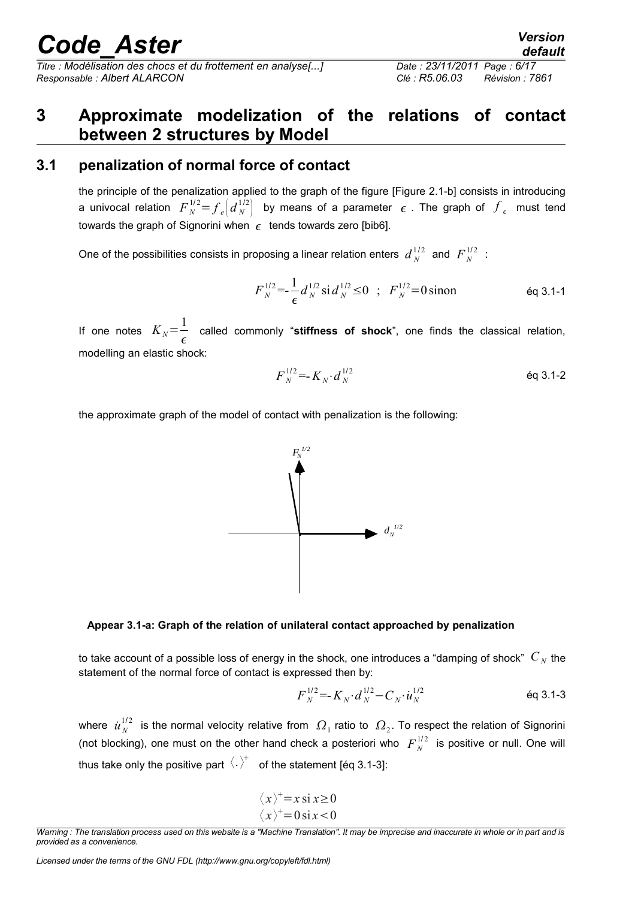# 3 Approximate modelization of the relations of contact between 2 structures by Model

## 3.1 penalization of normal force of contact

the principle of the penalization applied to the graph of the figure [Figure 2.1-b] consists in introducing a univocal relation $F_N^{1/2} = f_e\left(d_N^{1/2}\right)$ by means of a parameter $\epsilon$. The graph of $f_\epsilon$ must tend towards the graph of Signorini when $\epsilon$ tends towards zero [bib6].

One of the possibilities consists in proposing a linear relation enters $d_N^{1/2}$ and $F_N^{1/2}$ :

$$F_N^{1/2} = -\frac{1}{\epsilon} d_N^{1/2} \,\mathrm{si}\, d_N^{1/2} \leq 0 \quad ; \quad F_N^{1/2} = 0 \,\mathrm{sinon} \qquad \text{éq 3.1-1}$$

If one notes $K_N = \frac{1}{\epsilon}$ called commonly "**stiffness of shock**", one finds the classical relation, modelling an elastic shock:

$$F_N^{1/2} = -K_N \cdot d_N^{1/2} \qquad \text{éq 3.1-2}$$

the approximate graph of the model of contact with penalization is the following:

**Appear 3.1-a: Graph of the relation of unilateral contact approached by penalization**

to take account of a possible loss of energy in the shock, one introduces a "damping of shock" $C_N$ the statement of the normal force of contact is expressed then by:

$$F_N^{1/2} = -K_N \cdot d_N^{1/2} - C_N \cdot \dot{u}_N^{1/2} \qquad \text{éq 3.1-3}$$

where $\dot{u}_N^{1/2}$ is the normal velocity relative from $\Omega_1$ ratio to $\Omega_2$. To respect the relation of Signorini (not blocking), one must on the other hand check a posteriori who $F_N^{1/2}$ is positive or null. One will thus take only the positive part $\langle \cdot \rangle^+$ of the statement [éq 3.1-3]:

$$\langle x \rangle^+ = x \,\mathrm{si}\, x \geq 0$$
$$\langle x \rangle^+ = 0 \,\mathrm{si}\, x < 0$$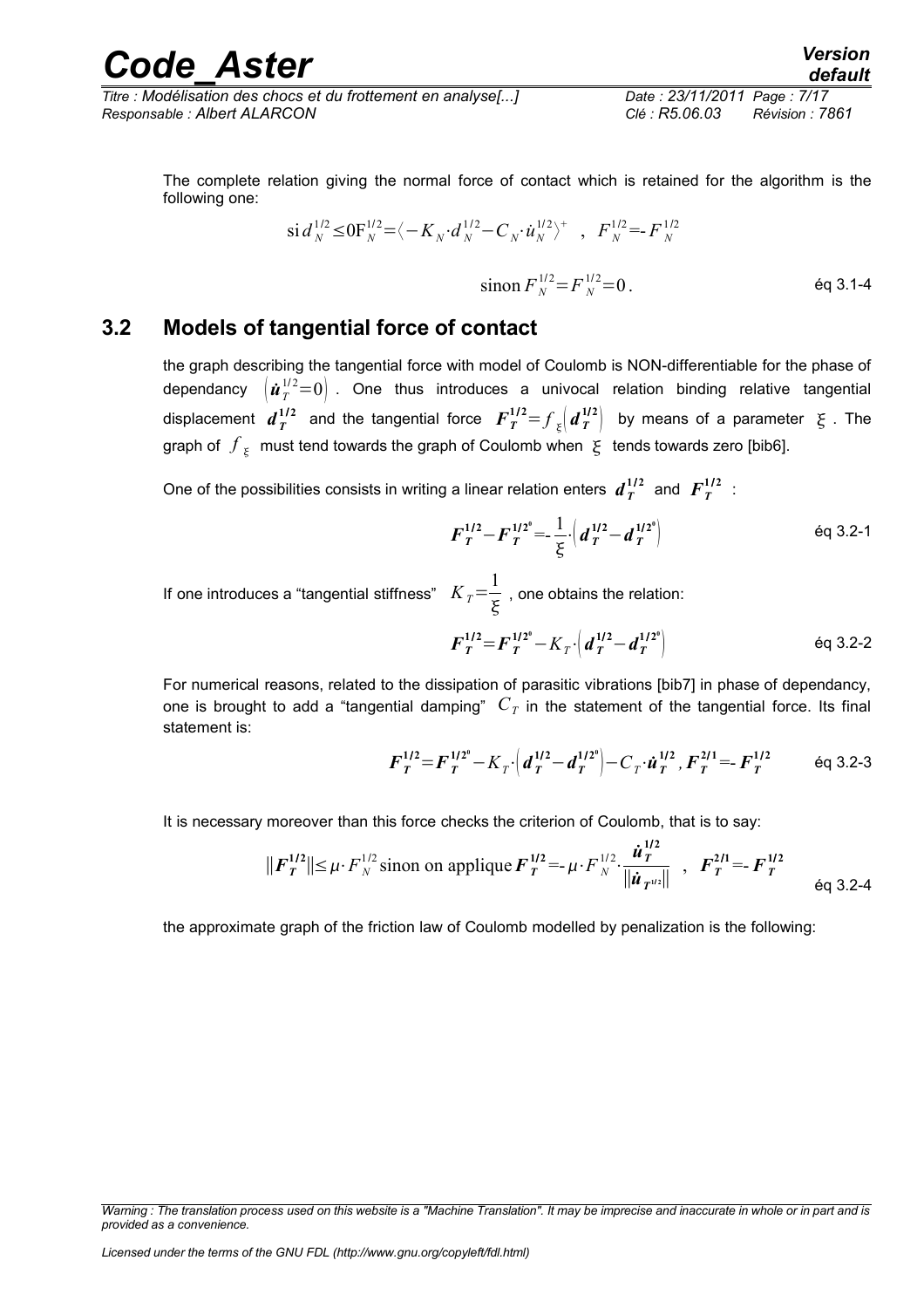The complete relation giving the normal force of contact which is retained for the algorithm is the following one:

$$\text{si}\, d_N^{1/2} \leq 0 \text{F}_N^{1/2} = \langle -K_N \cdot d_N^{1/2} - C_N \cdot \dot{u}_N^{1/2} \rangle^+ \quad , \quad F_N^{1/2} = -F_N^{1/2}$$

$$\text{sinon}\, F_N^{1/2} = F_N^{1/2} = 0 \,. \qquad \text{éq 3.1-4}$$

## 3.2 Models of tangential force of contact

the graph describing the tangential force with model of Coulomb is NON-differentiable for the phase of dependancy $\left(\dot{\boldsymbol{u}}_T^{1/2} = 0\right)$ . One thus introduces a univocal relation binding relative tangential displacement $\boldsymbol{d}_T^{1/2}$ and the tangential force $\boldsymbol{F}_T^{1/2} = f_\xi\left(\boldsymbol{d}_T^{1/2}\right)$ by means of a parameter $\xi$ . The graph of $f_\xi$ must tend towards the graph of Coulomb when $\xi$ tends towards zero [bib6].

One of the possibilities consists in writing a linear relation enters $\boldsymbol{d}_T^{1/2}$ and $\boldsymbol{F}_T^{1/2}$ :

$$\boldsymbol{F}_T^{1/2} - \boldsymbol{F}_T^{1/2^0} = -\frac{1}{\xi} \cdot \left(\boldsymbol{d}_T^{1/2} - \boldsymbol{d}_T^{1/2^0}\right) \qquad \text{éq 3.2-1}$$

If one introduces a "tangential stiffness" $K_T = \frac{1}{\xi}$ , one obtains the relation:

$$\boldsymbol{F}_T^{1/2} = \boldsymbol{F}_T^{1/2^0} - K_T \cdot \left(\boldsymbol{d}_T^{1/2} - \boldsymbol{d}_T^{1/2^0}\right) \qquad \text{éq 3.2-2}$$

For numerical reasons, related to the dissipation of parasitic vibrations [bib7] in phase of dependancy, one is brought to add a "tangential damping" $C_T$ in the statement of the tangential force. Its final statement is:

$$\boldsymbol{F}_T^{1/2} = \boldsymbol{F}_T^{1/2^0} - K_T \cdot \left(\boldsymbol{d}_T^{1/2} - \boldsymbol{d}_T^{1/2^0}\right) - C_T \cdot \dot{\boldsymbol{u}}_T^{1/2} , \boldsymbol{F}_T^{2/1} = -\boldsymbol{F}_T^{1/2} \qquad \text{éq 3.2-3}$$

It is necessary moreover than this force checks the criterion of Coulomb, that is to say:

$$\|\boldsymbol{F}_T^{1/2}\| \leq \mu \cdot F_N^{1/2} \,\text{sinon on applique}\, \boldsymbol{F}_T^{1/2} = -\mu \cdot F_N^{1/2} \cdot \frac{\dot{\boldsymbol{u}}_T^{1/2}}{\|\dot{\boldsymbol{u}}_{T^{1/2}}\|} \quad , \quad \boldsymbol{F}_T^{2/1} = -\boldsymbol{F}_T^{1/2} \qquad \text{éq 3.2-4}$$

the approximate graph of the friction law of Coulomb modelled by penalization is the following: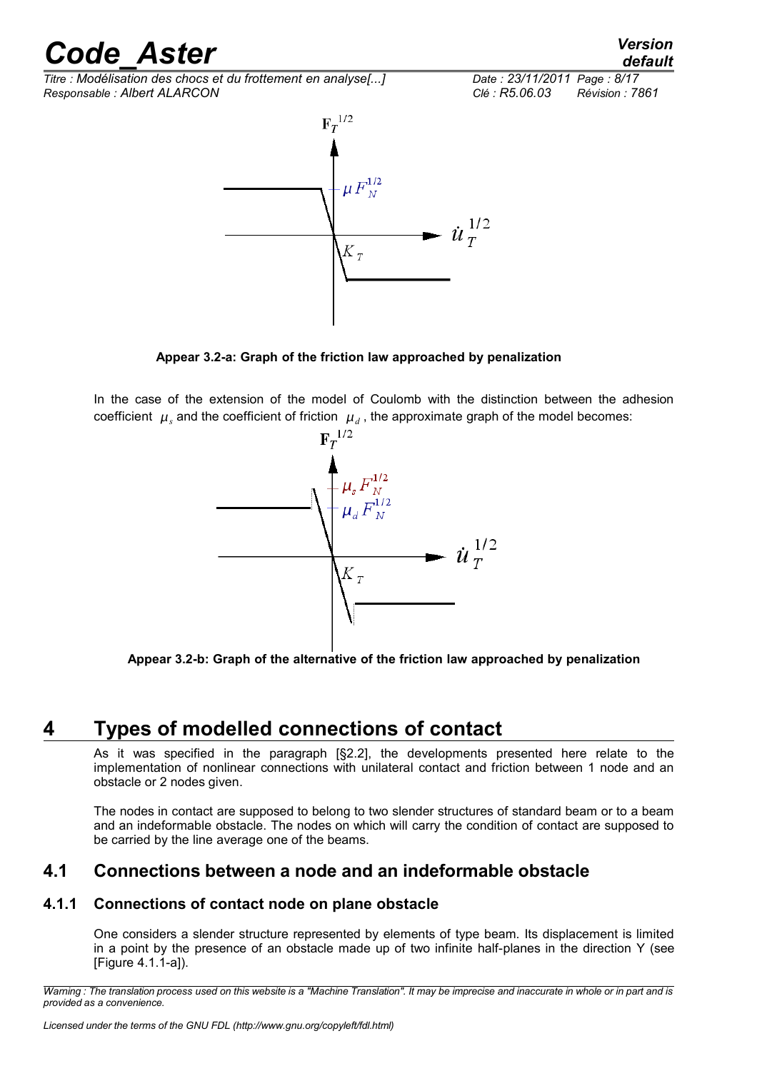**Appear 3.2-a: Graph of the friction law approached by penalization**

In the case of the extension of the model of Coulomb with the distinction between the adhesion coefficient $\mu_s$ and the coefficient of friction $\mu_d$, the approximate graph of the model becomes:

**Appear 3.2-b: Graph of the alternative of the friction law approached by penalization**

# 4 Types of modelled connections of contact

As it was specified in the paragraph [§2.2], the developments presented here relate to the implementation of nonlinear connections with unilateral contact and friction between 1 node and an obstacle or 2 nodes given.

The nodes in contact are supposed to belong to two slender structures of standard beam or to a beam and an indeformable obstacle. The nodes on which will carry the condition of contact are supposed to be carried by the line average one of the beams.

## 4.1 Connections between a node and an indeformable obstacle

### 4.1.1 Connections of contact node on plane obstacle

One considers a slender structure represented by elements of type beam. Its displacement is limited in a point by the presence of an obstacle made up of two infinite half-planes in the direction Y (see [Figure 4.1.1-a]).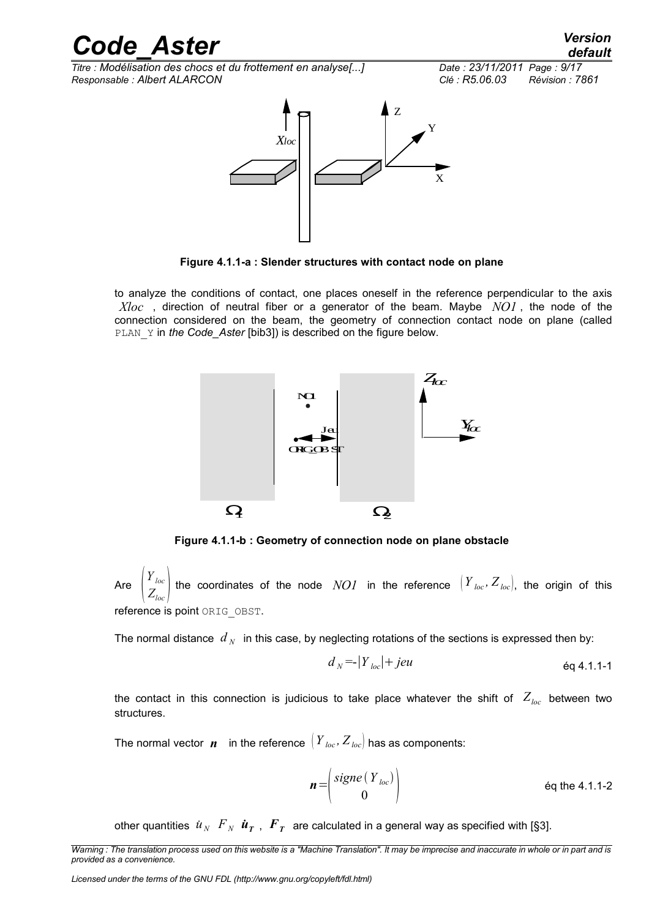**Figure 4.1.1-a : Slender structures with contact node on plane**

to analyze the conditions of contact, one places oneself in the reference perpendicular to the axis $Xloc$, direction of neutral fiber or a generator of the beam. Maybe $NO1$, the node of the connection considered on the beam, the geometry of connection contact node on plane (called PLAN_Y in *the Code_Aster* [bib3]) is described on the figure below.

**Figure 4.1.1-b : Geometry of connection node on plane obstacle**

Are $\begin{pmatrix} Y_{loc} \\ Z_{loc} \end{pmatrix}$ the coordinates of the node $NO1$ in the reference $(Y_{loc}, Z_{loc})$, the origin of this reference is point ORIG_OBST.

The normal distance $d_N$ in this case, by neglecting rotations of the sections is expressed then by:

$$d_N = -|Y_{loc}| + jeu \quad \text{éq 4.1.1-1}$$

the contact in this connection is judicious to take place whatever the shift of $Z_{loc}$ between two structures.

The normal vector $\boldsymbol{n}$ in the reference $(Y_{loc}, Z_{loc})$ has as components:

$$\boldsymbol{n} = \begin{pmatrix} signe(Y_{loc}) \\ 0 \end{pmatrix} \quad \text{éq the 4.1.1-2}$$

other quantities $\dot{u}_N$ $F_N$ $\dot{\boldsymbol{u}}_{\boldsymbol{T}}$, $\boldsymbol{F_T}$ are calculated in a general way as specified with [§3].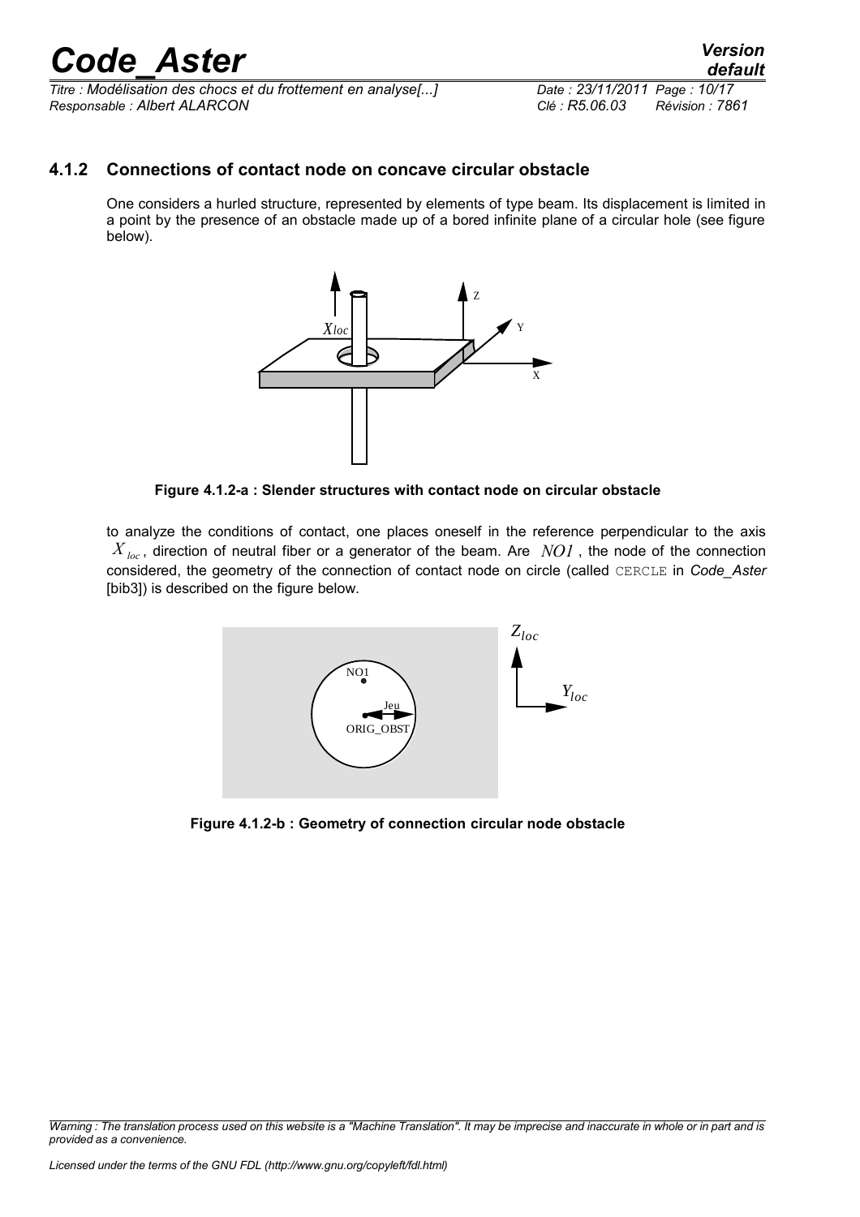### 4.1.2 Connections of contact node on concave circular obstacle

One considers a hurled structure, represented by elements of type beam. Its displacement is limited in a point by the presence of an obstacle made up of a bored infinite plane of a circular hole (see figure below).

**Figure 4.1.2-a : Slender structures with contact node on circular obstacle**

to analyze the conditions of contact, one places oneself in the reference perpendicular to the axis $X_{loc}$, direction of neutral fiber or a generator of the beam. Are $NO1$, the node of the connection considered, the geometry of the connection of contact node on circle (called CERCLE in *Code_Aster* [bib3]) is described on the figure below.

**Figure 4.1.2-b : Geometry of connection circular node obstacle**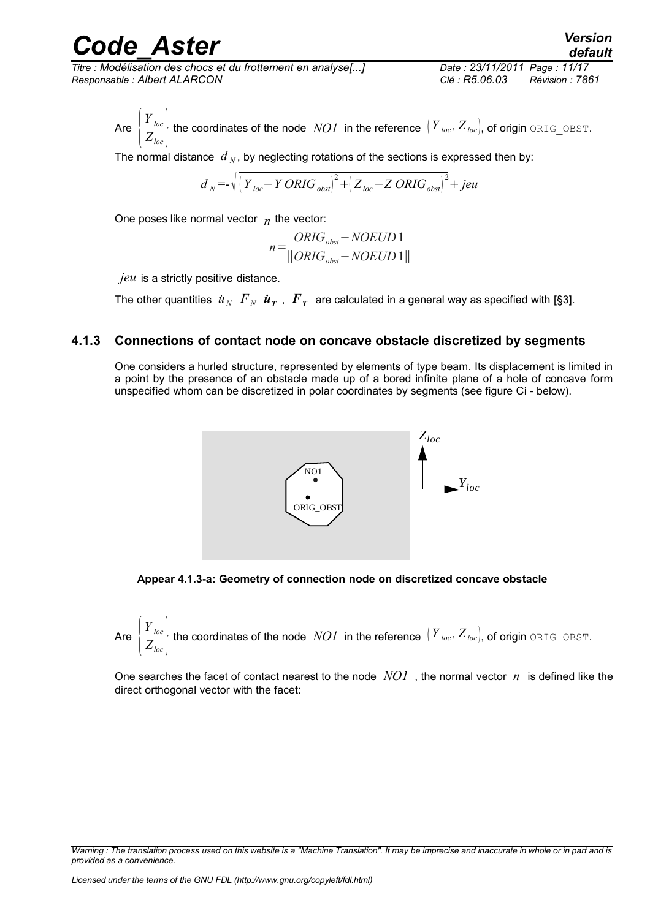Are $\begin{Bmatrix} Y_{loc} \\ Z_{loc} \end{Bmatrix}$ the coordinates of the node $NO1$ in the reference $(Y_{loc}, Z_{loc})$, of origin `ORIG_OBST`.

The normal distance $d_N$, by neglecting rotations of the sections is expressed then by:

$$d_N = -\sqrt{\left(Y_{loc} - Y\,ORIG_{obst}\right)^2 + \left(Z_{loc} - Z\,ORIG_{obst}\right)^2} + jeu$$

One poses like normal vector $n$ the vector:

$$n = \frac{ORIG_{obst} - NOEUD\,1}{\|ORIG_{obst} - NOEUD\,1\|}$$

$jeu$ is a strictly positive distance.

The other quantities $\dot{u}_N$ $F_N$ $\dot{\boldsymbol{u}}_{\boldsymbol{T}}$ , $\boldsymbol{F}_{\boldsymbol{T}}$ are calculated in a general way as specified with [§3].

### 4.1.3 Connections of contact node on concave obstacle discretized by segments

One considers a hurled structure, represented by elements of type beam. Its displacement is limited in a point by the presence of an obstacle made up of a bored infinite plane of a hole of concave form unspecified whom can be discretized in polar coordinates by segments (see figure Ci - below).

**Appear 4.1.3-a: Geometry of connection node on discretized concave obstacle**

Are $\begin{Bmatrix} Y_{loc} \\ Z_{loc} \end{Bmatrix}$ the coordinates of the node $NO1$ in the reference $(Y_{loc}, Z_{loc})$, of origin `ORIG_OBST`.

One searches the facet of contact nearest to the node $NO1$ , the normal vector $n$ is defined like the direct orthogonal vector with the facet: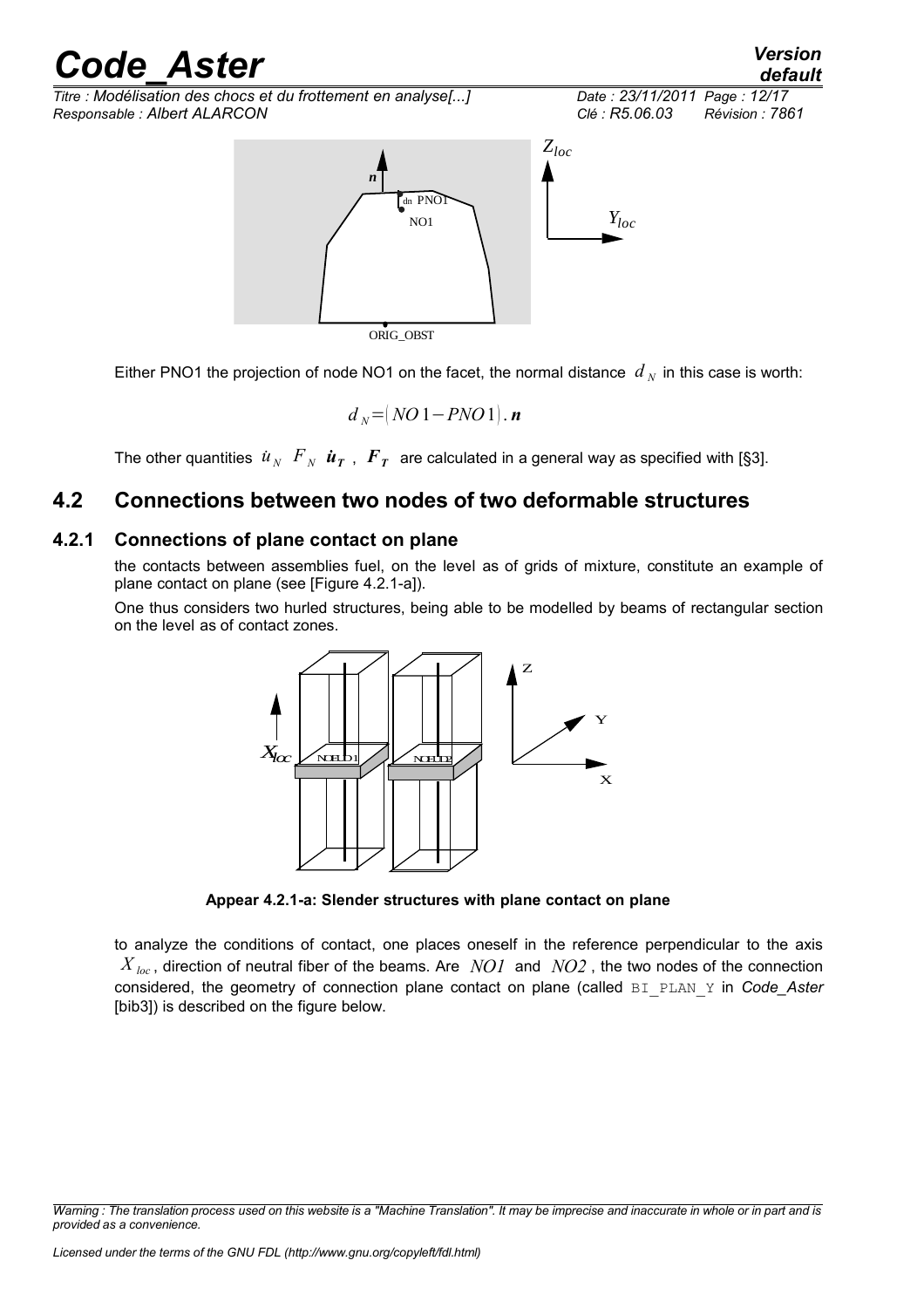Either PNO1 the projection of node NO1 on the facet, the normal distance $d_N$ in this case is worth:

$$d_N = (NO1 - PNO1) . \boldsymbol{n}$$

The other quantities $\dot{u}_N$ $F_N$ $\dot{\boldsymbol{u}}_{\boldsymbol{T}}$ , $\boldsymbol{F}_{\boldsymbol{T}}$ are calculated in a general way as specified with [§3].

## 4.2 Connections between two nodes of two deformable structures

### 4.2.1 Connections of plane contact on plane

the contacts between assemblies fuel, on the level as of grids of mixture, constitute an example of plane contact on plane (see [Figure 4.2.1-a]).

One thus considers two hurled structures, being able to be modelled by beams of rectangular section on the level as of contact zones.

**Appear 4.2.1-a: Slender structures with plane contact on plane**

to analyze the conditions of contact, one places oneself in the reference perpendicular to the axis $X_{loc}$, direction of neutral fiber of the beams. Are $NO1$ and $NO2$, the two nodes of the connection considered, the geometry of connection plane contact on plane (called BI_PLAN_Y in *Code_Aster* [bib3]) is described on the figure below.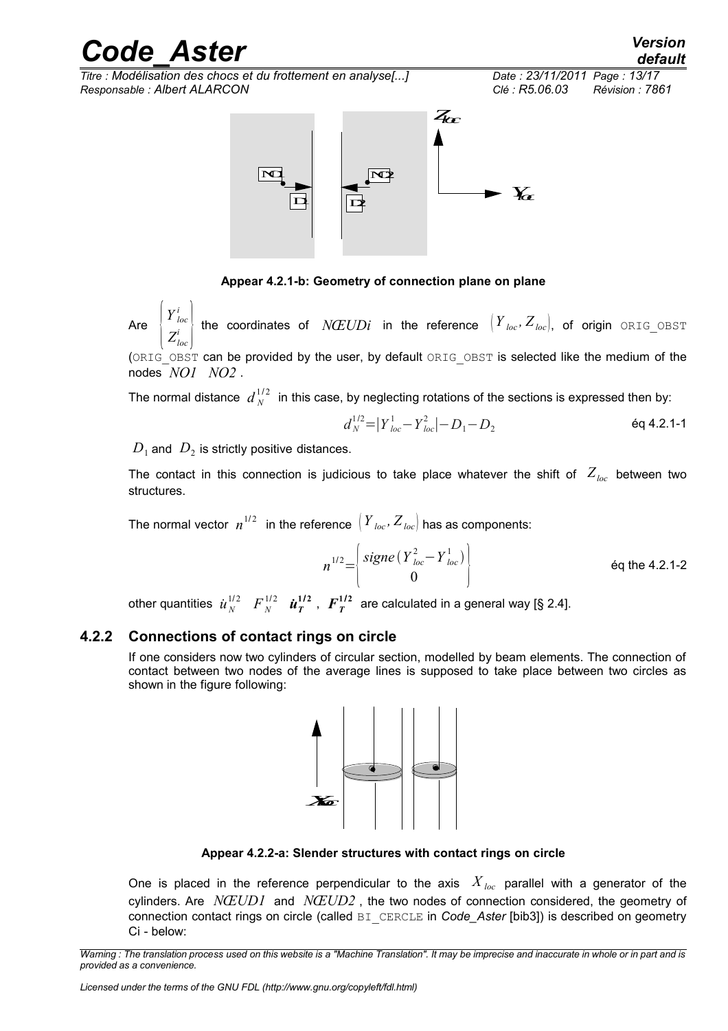**Appear 4.2.1-b: Geometry of connection plane on plane**

Are $\begin{Bmatrix} Y^i_{loc} \\ Z^i_{loc} \end{Bmatrix}$ the coordinates of $NŒUDi$ in the reference $(Y_{loc}, Z_{loc})$, of origin ORIG_OBST (ORIG_OBST can be provided by the user, by default ORIG_OBST is selected like the medium of the nodes $NO1$ $NO2$.

The normal distance $d_N^{1/2}$ in this case, by neglecting rotations of the sections is expressed then by:

$$d_N^{1/2} = |Y^1_{loc} - Y^2_{loc}| - D_1 - D_2 \quad \text{éq 4.2.1-1}$$

$D_1$ and $D_2$ is strictly positive distances.

The contact in this connection is judicious to take place whatever the shift of $Z_{loc}$ between two structures.

The normal vector $n^{1/2}$ in the reference $(Y_{loc}, Z_{loc})$ has as components:

$$n^{1/2} = \begin{Bmatrix} signe(Y^2_{loc} - Y^1_{loc}) \\ 0 \end{Bmatrix} \quad \text{éq the 4.2.1-2}$$

other quantities $\dot{u}_N^{1/2}$ $F_N^{1/2}$ $\dot{\boldsymbol{u}}_T^{1/2}$, $\boldsymbol{F}_T^{1/2}$ are calculated in a general way [§ 2.4].

### 4.2.2 Connections of contact rings on circle

If one considers now two cylinders of circular section, modelled by beam elements. The connection of contact between two nodes of the average lines is supposed to take place between two circles as shown in the figure following:

**Appear 4.2.2-a: Slender structures with contact rings on circle**

One is placed in the reference perpendicular to the axis $X_{loc}$ parallel with a generator of the cylinders. Are $NŒUD1$ and $NŒUD2$, the two nodes of connection considered, the geometry of connection contact rings on circle (called BI_CERCLE in *Code_Aster* [bib3]) is described on geometry Ci - below: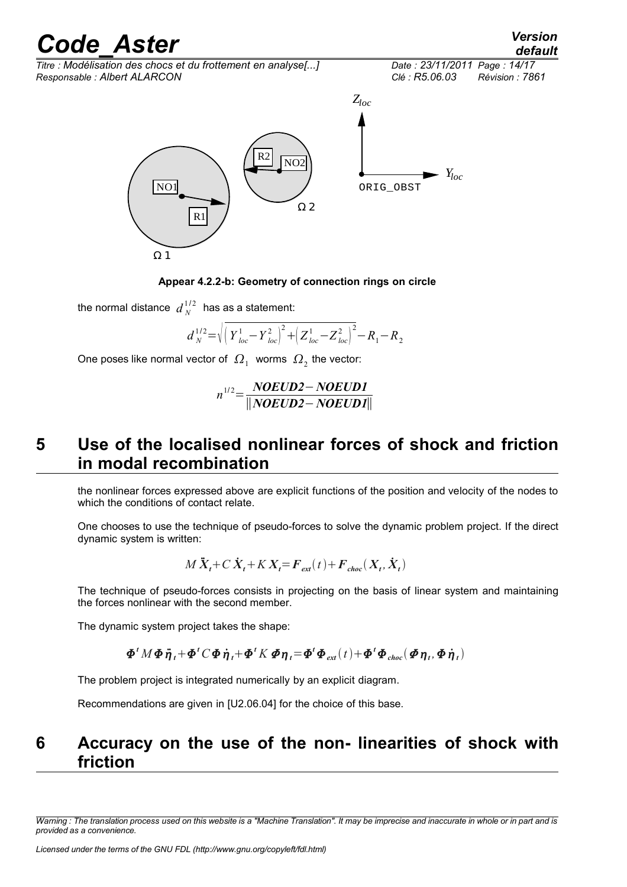Appear 4.2.2-b: Geometry of connection rings on circle

the normal distance $d_N^{1/2}$ has as a statement:

$$d_N^{1/2}=\sqrt{\left(Y_{loc}^1-Y_{loc}^2\right)^2+\left(Z_{loc}^1-Z_{loc}^2\right)^2}-R_1-R_2$$

One poses like normal vector of $\Omega_1$ worms $\Omega_2$ the vector:

$$n^{1/2}=\frac{\boldsymbol{NOEUD2}-\boldsymbol{NOEUD1}}{\|\boldsymbol{NOEUD2}-\boldsymbol{NOEUD1}\|}$$

# 5 Use of the localised nonlinear forces of shock and friction in modal recombination

the nonlinear forces expressed above are explicit functions of the position and velocity of the nodes to which the conditions of contact relate.

One chooses to use the technique of pseudo-forces to solve the dynamic problem project. If the direct dynamic system is written:

$$M\ddot{\boldsymbol{X}}_t+C\dot{\boldsymbol{X}}_t+K\boldsymbol{X}_t=\boldsymbol{F}_{ext}(t)+\boldsymbol{F}_{choc}(\boldsymbol{X}_t,\dot{\boldsymbol{X}}_t)$$

The technique of pseudo-forces consists in projecting on the basis of linear system and maintaining the forces nonlinear with the second member.

The dynamic system project takes the shape:

$$\boldsymbol{\Phi}^t M\boldsymbol{\Phi}\ddot{\boldsymbol{\eta}}_t+\boldsymbol{\Phi}^t C\boldsymbol{\Phi}\dot{\boldsymbol{\eta}}_t+\boldsymbol{\Phi}^t K\boldsymbol{\Phi}\boldsymbol{\eta}_t=\boldsymbol{\Phi}^t\boldsymbol{\Phi}_{ext}(t)+\boldsymbol{\Phi}^t\boldsymbol{\Phi}_{choc}(\boldsymbol{\Phi}\boldsymbol{\eta}_t,\boldsymbol{\Phi}\dot{\boldsymbol{\eta}}_t)$$

The problem project is integrated numerically by an explicit diagram.

Recommendations are given in [U2.06.04] for the choice of this base.

# 6 Accuracy on the use of the non- linearities of shock with friction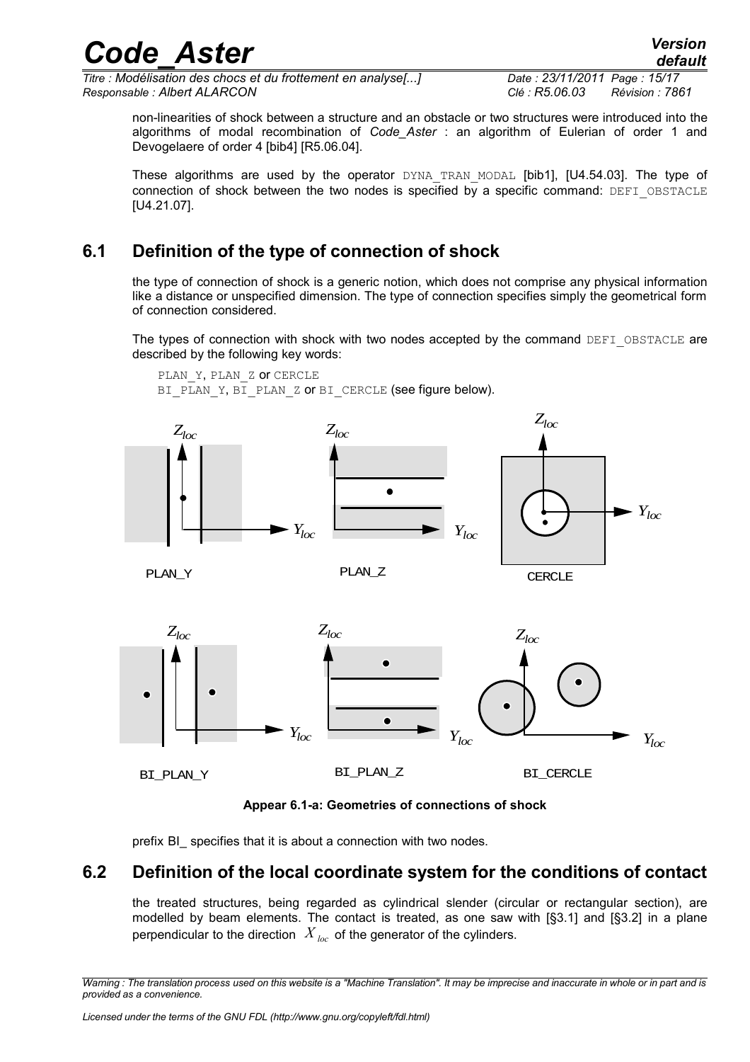non-linearities of shock between a structure and an obstacle or two structures were introduced into the algorithms of modal recombination of *Code_Aster* : an algorithm of Eulerian of order 1 and Devogelaere of order 4 [bib4] [R5.06.04].

These algorithms are used by the operator DYNA_TRAN_MODAL [bib1], [U4.54.03]. The type of connection of shock between the two nodes is specified by a specific command: DEFI_OBSTACLE [U4.21.07].

## 6.1 Definition of the type of connection of shock

the type of connection of shock is a generic notion, which does not comprise any physical information like a distance or unspecified dimension. The type of connection specifies simply the geometrical form of connection considered.

The types of connection with shock with two nodes accepted by the command DEFI_OBSTACLE are described by the following key words:

PLAN_Y, PLAN_Z or CERCLE
BI_PLAN_Y, BI_PLAN_Z or BI_CERCLE (see figure below).

**Appear 6.1-a: Geometries of connections of shock**

prefix BI_ specifies that it is about a connection with two nodes.

## 6.2 Definition of the local coordinate system for the conditions of contact

the treated structures, being regarded as cylindrical slender (circular or rectangular section), are modelled by beam elements. The contact is treated, as one saw with [§3.1] and [§3.2] in a plane perpendicular to the direction $X_{loc}$ of the generator of the cylinders.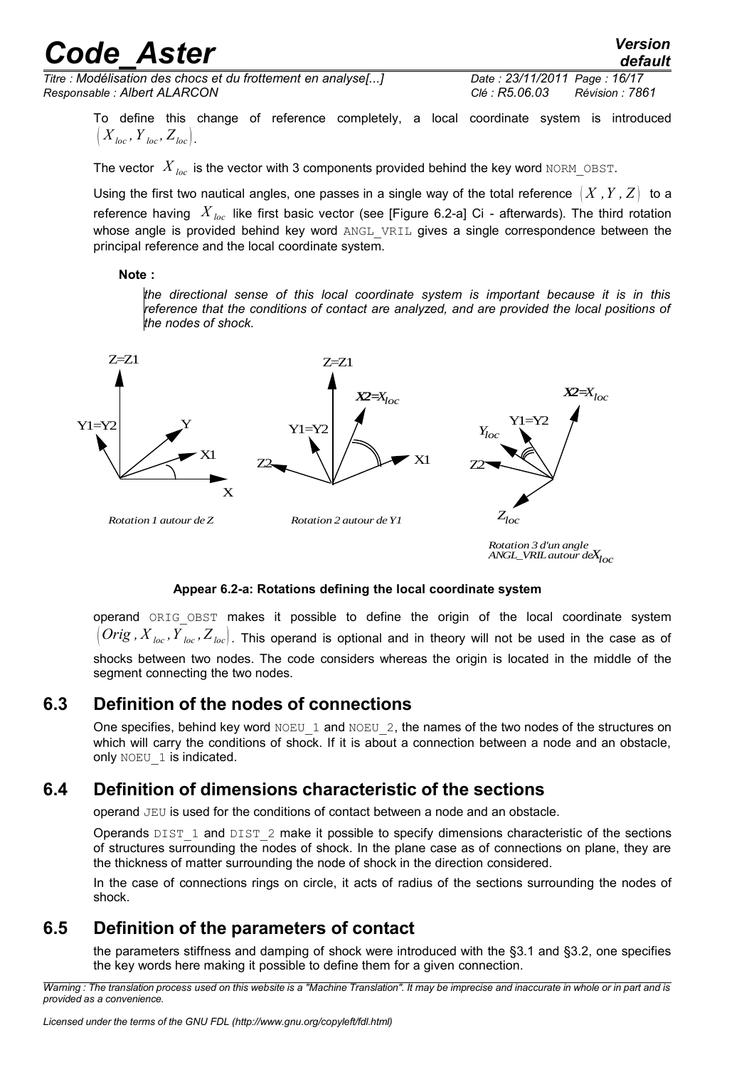To define this change of reference completely, a local coordinate system is introduced $(X_{loc}, Y_{loc}, Z_{loc})$.

The vector $X_{loc}$ is the vector with 3 components provided behind the key word NORM_OBST.

Using the first two nautical angles, one passes in a single way of the total reference $(X, Y, Z)$ to a reference having $X_{loc}$ like first basic vector (see [Figure 6.2-a] Ci - afterwards). The third rotation whose angle is provided behind key word ANGL_VRIL gives a single correspondence between the principal reference and the local coordinate system.

**Note :**

*the directional sense of this local coordinate system is important because it is in this reference that the conditions of contact are analyzed, and are provided the local positions of the nodes of shock.*

*Rotation 1 autour de Z* — *Rotation 2 autour de Y1* — *Rotation 3 d'un angle ANGL_VRIL autour de $X_{loc}$*

**Appear 6.2-a: Rotations defining the local coordinate system**

operand ORIG_OBST makes it possible to define the origin of the local coordinate system $(Orig, X_{loc}, Y_{loc}, Z_{loc})$. This operand is optional and in theory will not be used in the case as of shocks between two nodes. The code considers whereas the origin is located in the middle of the segment connecting the two nodes.

## 6.3 Definition of the nodes of connections

One specifies, behind key word NOEU_1 and NOEU_2, the names of the two nodes of the structures on which will carry the conditions of shock. If it is about a connection between a node and an obstacle, only NOEU_1 is indicated.

## 6.4 Definition of dimensions characteristic of the sections

operand JEU is used for the conditions of contact between a node and an obstacle.

Operands DIST_1 and DIST_2 make it possible to specify dimensions characteristic of the sections of structures surrounding the nodes of shock. In the plane case as of connections on plane, they are the thickness of matter surrounding the node of shock in the direction considered.

In the case of connections rings on circle, it acts of radius of the sections surrounding the nodes of shock.

## 6.5 Definition of the parameters of contact

the parameters stiffness and damping of shock were introduced with the §3.1 and §3.2, one specifies the key words here making it possible to define them for a given connection.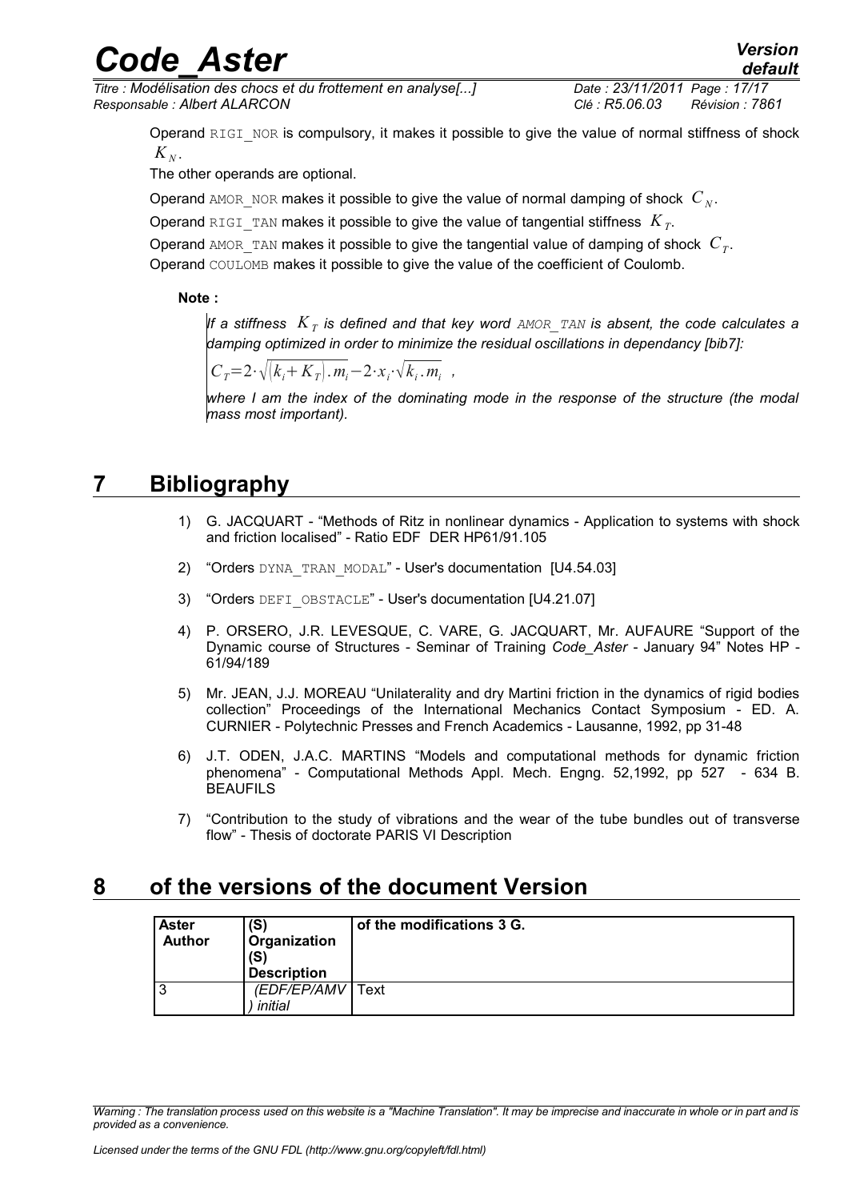Operand RIGI_NOR is compulsory, it makes it possible to give the value of normal stiffness of shock $K_N$.

The other operands are optional.

Operand AMOR_NOR makes it possible to give the value of normal damping of shock $C_N$.

Operand RIGI_TAN makes it possible to give the value of tangential stiffness $K_T$.

Operand AMOR_TAN makes it possible to give the tangential value of damping of shock $C_T$.

Operand COULOMB makes it possible to give the value of the coefficient of Coulomb.

**Note :**

*If a stiffness $K_T$ is defined and that key word AMOR_TAN is absent, the code calculates a damping optimized in order to minimize the residual oscillations in dependancy [bib7]:*

$$C_T = 2 \cdot \sqrt{(k_i + K_T).m_i} - 2 \cdot x_i \cdot \sqrt{k_i.m_i} \ ,$$

*where I am the index of the dominating mode in the response of the structure (the modal mass most important).*

# 7 Bibliography

1) G. JACQUART - "Methods of Ritz in nonlinear dynamics - Application to systems with shock and friction localised" - Ratio EDF DER HP61/91.105

2) "Orders DYNA_TRAN_MODAL" - User's documentation [U4.54.03]

3) "Orders DEFI_OBSTACLE" - User's documentation [U4.21.07]

4) P. ORSERO, J.R. LEVESQUE, C. VARE, G. JACQUART, Mr. AUFAURE "Support of the Dynamic course of Structures - Seminar of Training *Code_Aster* - January 94" Notes HP - 61/94/189

5) Mr. JEAN, J.J. MOREAU "Unilaterality and dry Martini friction in the dynamics of rigid bodies collection" Proceedings of the International Mechanics Contact Symposium - ED. A. CURNIER - Polytechnic Presses and French Academics - Lausanne, 1992, pp 31-48

6) J.T. ODEN, J.A.C. MARTINS "Models and computational methods for dynamic friction phenomena" - Computational Methods Appl. Mech. Engng. 52,1992, pp 527 - 634 B. BEAUFILS

7) "Contribution to the study of vibrations and the wear of the tube bundles out of transverse flow" - Thesis of doctorate PARIS VI Description

# 8 of the versions of the document Version

| Aster Author | (S) Organization (S) Description | of the modifications 3 G. |
|---|---|---|
| 3 | (EDF/EP/AMV) initial | Text |